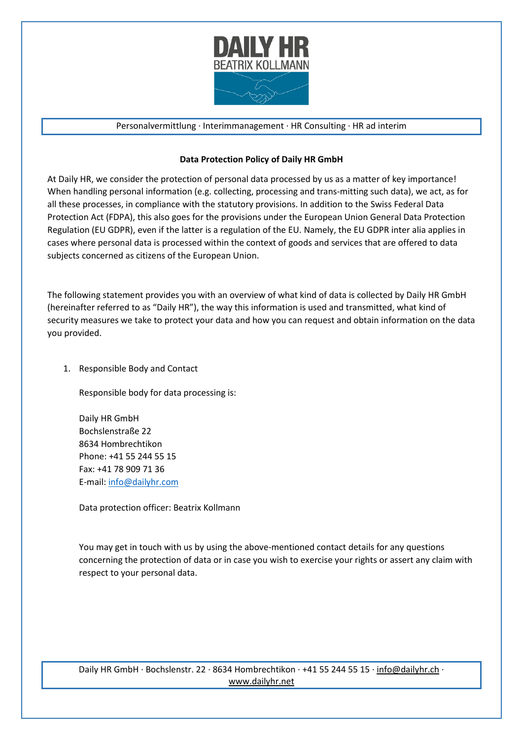Personalvermittlung · Interimmanagement · HR Consulting · HR ad interim

**Data Protection Policy of Daily HR GmbH**

At Daily HR, we consider the protection of personal data processed by us as a matter of key importance! When handling personal information (e.g. collecting, processing and trans-mitting such data), we act, as for all these processes, in compliance with the statutory provisions. In addition to the Swiss Federal Data Protection Act (FDPA), this also goes for the provisions under the European Union General Data Protection Regulation (EU GDPR), even if the latter is a regulation of the EU. Namely, the EU GDPR inter alia applies in cases where personal data is processed within the context of goods and services that are offered to data subjects concerned as citizens of the European Union.

The following statement provides you with an overview of what kind of data is collected by Daily HR GmbH (hereinafter referred to as "Daily HR"), the way this information is used and transmitted, what kind of security measures we take to protect your data and how you can request and obtain information on the data you provided.

1. Responsible Body and Contact

   Responsible body for data processing is:

   Daily HR GmbH
   Bochslenstraße 22
   8634 Hombrechtikon
   Phone: +41 55 244 55 15
   Fax: +41 78 909 71 36
   E-mail: info@dailyhr.com

   Data protection officer: Beatrix Kollmann

   You may get in touch with us by using the above-mentioned contact details for any questions concerning the protection of data or in case you wish to exercise your rights or assert any claim with respect to your personal data.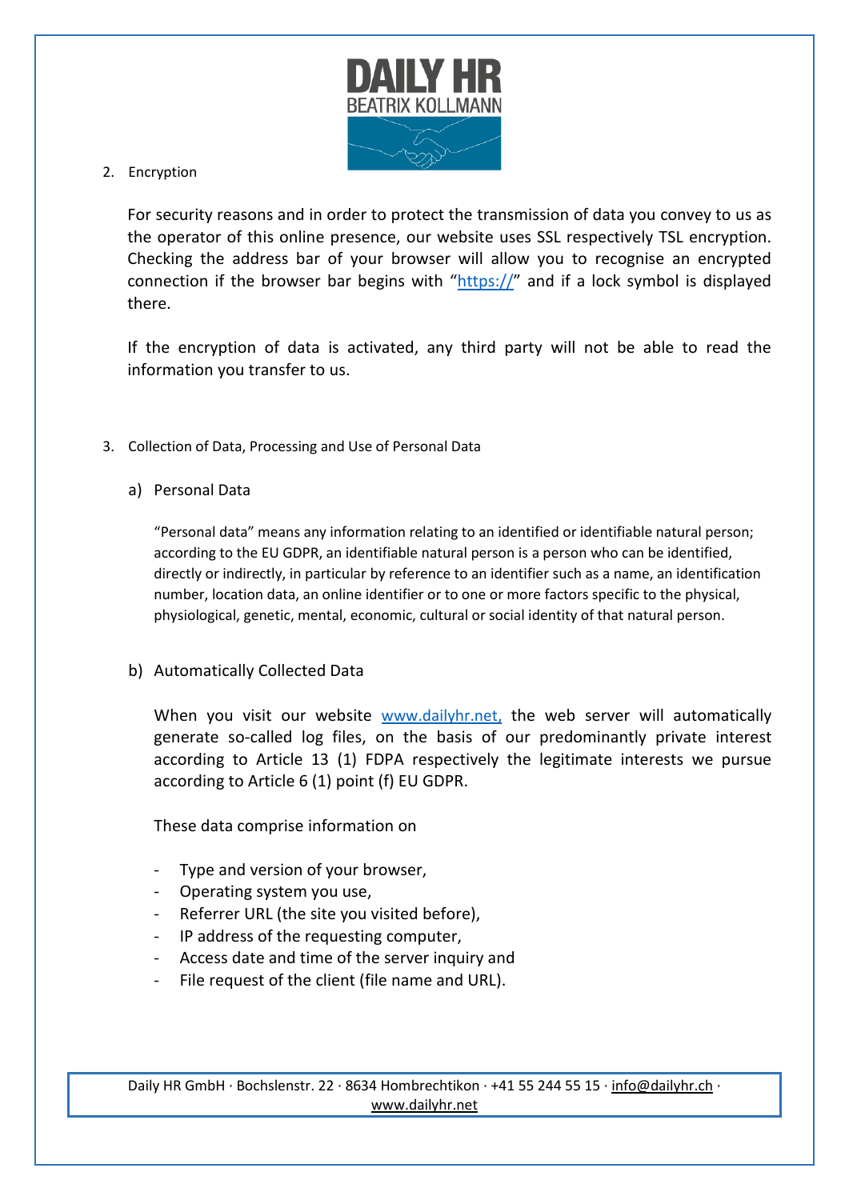## 2. Encryption

For security reasons and in order to protect the transmission of data you convey to us as the operator of this online presence, our website uses SSL respectively TSL encryption. Checking the address bar of your browser will allow you to recognise an encrypted connection if the browser bar begins with "https://" and if a lock symbol is displayed there.

If the encryption of data is activated, any third party will not be able to read the information you transfer to us.

## 3. Collection of Data, Processing and Use of Personal Data

### a) Personal Data

"Personal data" means any information relating to an identified or identifiable natural person; according to the EU GDPR, an identifiable natural person is a person who can be identified, directly or indirectly, in particular by reference to an identifier such as a name, an identification number, location data, an online identifier or to one or more factors specific to the physical, physiological, genetic, mental, economic, cultural or social identity of that natural person.

### b) Automatically Collected Data

When you visit our website www.dailyhr.net, the web server will automatically generate so-called log files, on the basis of our predominantly private interest according to Article 13 (1) FDPA respectively the legitimate interests we pursue according to Article 6 (1) point (f) EU GDPR.

These data comprise information on

- Type and version of your browser,
- Operating system you use,
- Referrer URL (the site you visited before),
- IP address of the requesting computer,
- Access date and time of the server inquiry and
- File request of the client (file name and URL).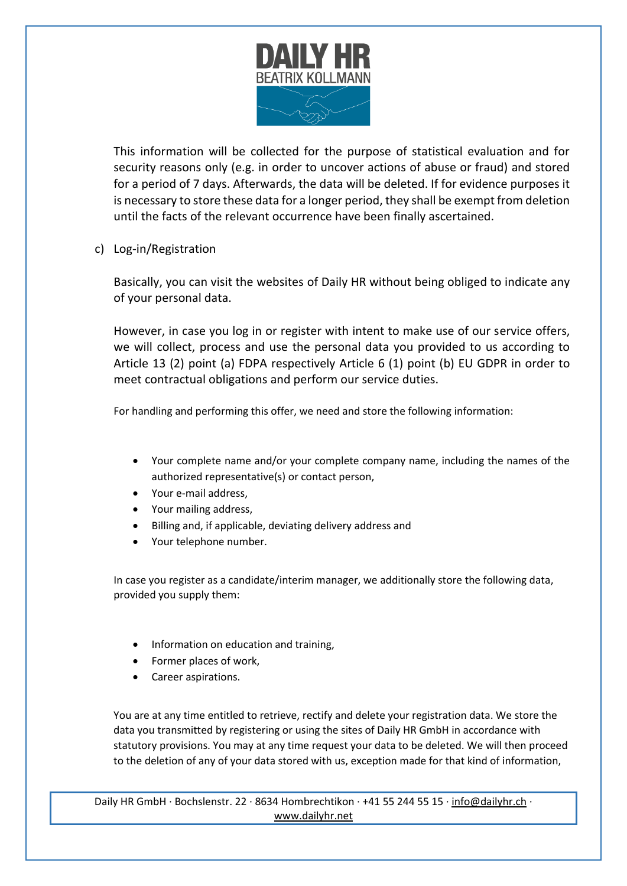This information will be collected for the purpose of statistical evaluation and for security reasons only (e.g. in order to uncover actions of abuse or fraud) and stored for a period of 7 days. Afterwards, the data will be deleted. If for evidence purposes it is necessary to store these data for a longer period, they shall be exempt from deletion until the facts of the relevant occurrence have been finally ascertained.

c) Log-in/Registration

Basically, you can visit the websites of Daily HR without being obliged to indicate any of your personal data.

However, in case you log in or register with intent to make use of our service offers, we will collect, process and use the personal data you provided to us according to Article 13 (2) point (a) FDPA respectively Article 6 (1) point (b) EU GDPR in order to meet contractual obligations and perform our service duties.

For handling and performing this offer, we need and store the following information:

- Your complete name and/or your complete company name, including the names of the authorized representative(s) or contact person,
- Your e-mail address,
- Your mailing address,
- Billing and, if applicable, deviating delivery address and
- Your telephone number.

In case you register as a candidate/interim manager, we additionally store the following data, provided you supply them:

- Information on education and training,
- Former places of work,
- Career aspirations.

You are at any time entitled to retrieve, rectify and delete your registration data. We store the data you transmitted by registering or using the sites of Daily HR GmbH in accordance with statutory provisions. You may at any time request your data to be deleted. We will then proceed to the deletion of any of your data stored with us, exception made for that kind of information,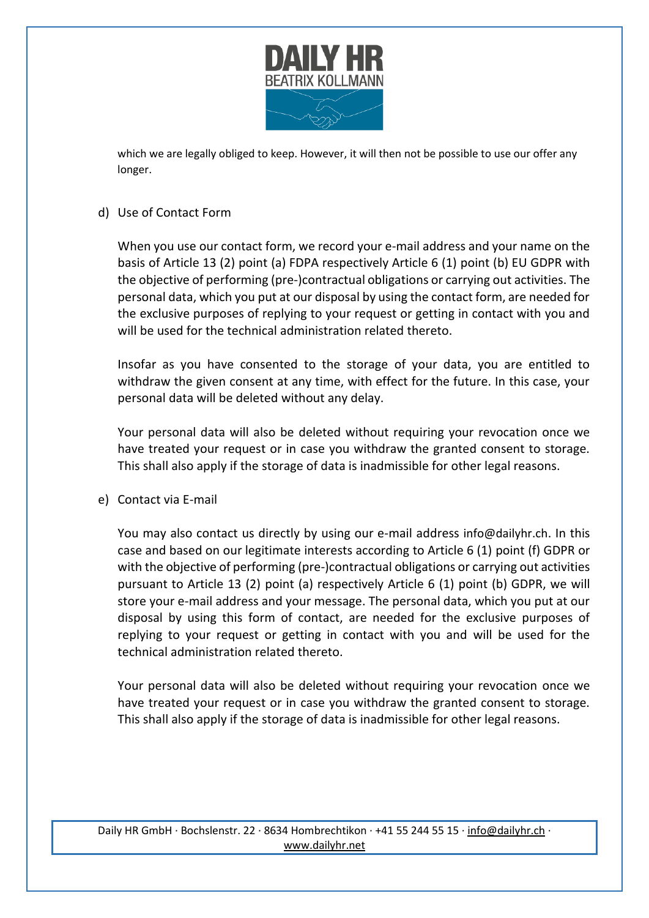which we are legally obliged to keep. However, it will then not be possible to use our offer any longer.

d) Use of Contact Form

When you use our contact form, we record your e-mail address and your name on the basis of Article 13 (2) point (a) FDPA respectively Article 6 (1) point (b) EU GDPR with the objective of performing (pre-)contractual obligations or carrying out activities. The personal data, which you put at our disposal by using the contact form, are needed for the exclusive purposes of replying to your request or getting in contact with you and will be used for the technical administration related thereto.

Insofar as you have consented to the storage of your data, you are entitled to withdraw the given consent at any time, with effect for the future. In this case, your personal data will be deleted without any delay.

Your personal data will also be deleted without requiring your revocation once we have treated your request or in case you withdraw the granted consent to storage. This shall also apply if the storage of data is inadmissible for other legal reasons.

e) Contact via E-mail

You may also contact us directly by using our e-mail address info@dailyhr.ch. In this case and based on our legitimate interests according to Article 6 (1) point (f) GDPR or with the objective of performing (pre-)contractual obligations or carrying out activities pursuant to Article 13 (2) point (a) respectively Article 6 (1) point (b) GDPR, we will store your e-mail address and your message. The personal data, which you put at our disposal by using this form of contact, are needed for the exclusive purposes of replying to your request or getting in contact with you and will be used for the technical administration related thereto.

Your personal data will also be deleted without requiring your revocation once we have treated your request or in case you withdraw the granted consent to storage. This shall also apply if the storage of data is inadmissible for other legal reasons.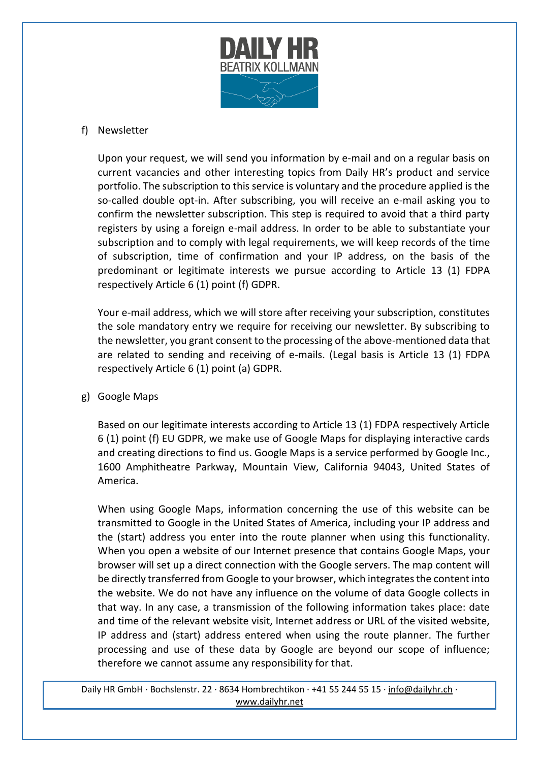f) Newsletter

Upon your request, we will send you information by e-mail and on a regular basis on current vacancies and other interesting topics from Daily HR's product and service portfolio. The subscription to this service is voluntary and the procedure applied is the so-called double opt-in. After subscribing, you will receive an e-mail asking you to confirm the newsletter subscription. This step is required to avoid that a third party registers by using a foreign e-mail address. In order to be able to substantiate your subscription and to comply with legal requirements, we will keep records of the time of subscription, time of confirmation and your IP address, on the basis of the predominant or legitimate interests we pursue according to Article 13 (1) FDPA respectively Article 6 (1) point (f) GDPR.

Your e-mail address, which we will store after receiving your subscription, constitutes the sole mandatory entry we require for receiving our newsletter. By subscribing to the newsletter, you grant consent to the processing of the above-mentioned data that are related to sending and receiving of e-mails. (Legal basis is Article 13 (1) FDPA respectively Article 6 (1) point (a) GDPR.

g) Google Maps

Based on our legitimate interests according to Article 13 (1) FDPA respectively Article 6 (1) point (f) EU GDPR, we make use of Google Maps for displaying interactive cards and creating directions to find us. Google Maps is a service performed by Google Inc., 1600 Amphitheatre Parkway, Mountain View, California 94043, United States of America.

When using Google Maps, information concerning the use of this website can be transmitted to Google in the United States of America, including your IP address and the (start) address you enter into the route planner when using this functionality. When you open a website of our Internet presence that contains Google Maps, your browser will set up a direct connection with the Google servers. The map content will be directly transferred from Google to your browser, which integrates the content into the website. We do not have any influence on the volume of data Google collects in that way. In any case, a transmission of the following information takes place: date and time of the relevant website visit, Internet address or URL of the visited website, IP address and (start) address entered when using the route planner. The further processing and use of these data by Google are beyond our scope of influence; therefore we cannot assume any responsibility for that.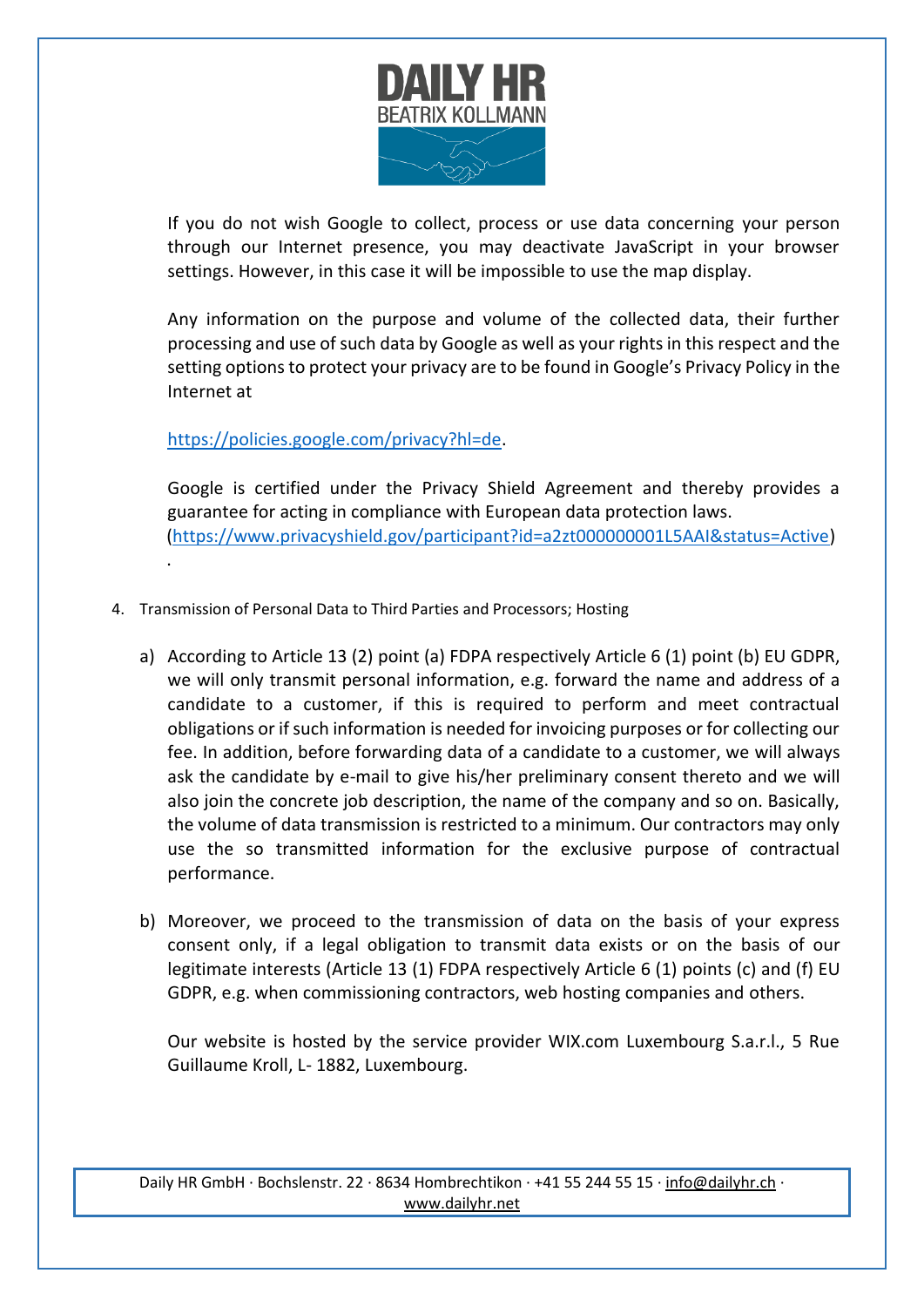If you do not wish Google to collect, process or use data concerning your person through our Internet presence, you may deactivate JavaScript in your browser settings. However, in this case it will be impossible to use the map display.

Any information on the purpose and volume of the collected data, their further processing and use of such data by Google as well as your rights in this respect and the setting options to protect your privacy are to be found in Google's Privacy Policy in the Internet at

https://policies.google.com/privacy?hl=de.

Google is certified under the Privacy Shield Agreement and thereby provides a guarantee for acting in compliance with European data protection laws. (https://www.privacyshield.gov/participant?id=a2zt000000001L5AAI&status=Active)
.

4. Transmission of Personal Data to Third Parties and Processors; Hosting

a) According to Article 13 (2) point (a) FDPA respectively Article 6 (1) point (b) EU GDPR, we will only transmit personal information, e.g. forward the name and address of a candidate to a customer, if this is required to perform and meet contractual obligations or if such information is needed for invoicing purposes or for collecting our fee. In addition, before forwarding data of a candidate to a customer, we will always ask the candidate by e-mail to give his/her preliminary consent thereto and we will also join the concrete job description, the name of the company and so on. Basically, the volume of data transmission is restricted to a minimum. Our contractors may only use the so transmitted information for the exclusive purpose of contractual performance.

b) Moreover, we proceed to the transmission of data on the basis of your express consent only, if a legal obligation to transmit data exists or on the basis of our legitimate interests (Article 13 (1) FDPA respectively Article 6 (1) points (c) and (f) EU GDPR, e.g. when commissioning contractors, web hosting companies and others.

Our website is hosted by the service provider WIX.com Luxembourg S.a.r.l., 5 Rue Guillaume Kroll, L- 1882, Luxembourg.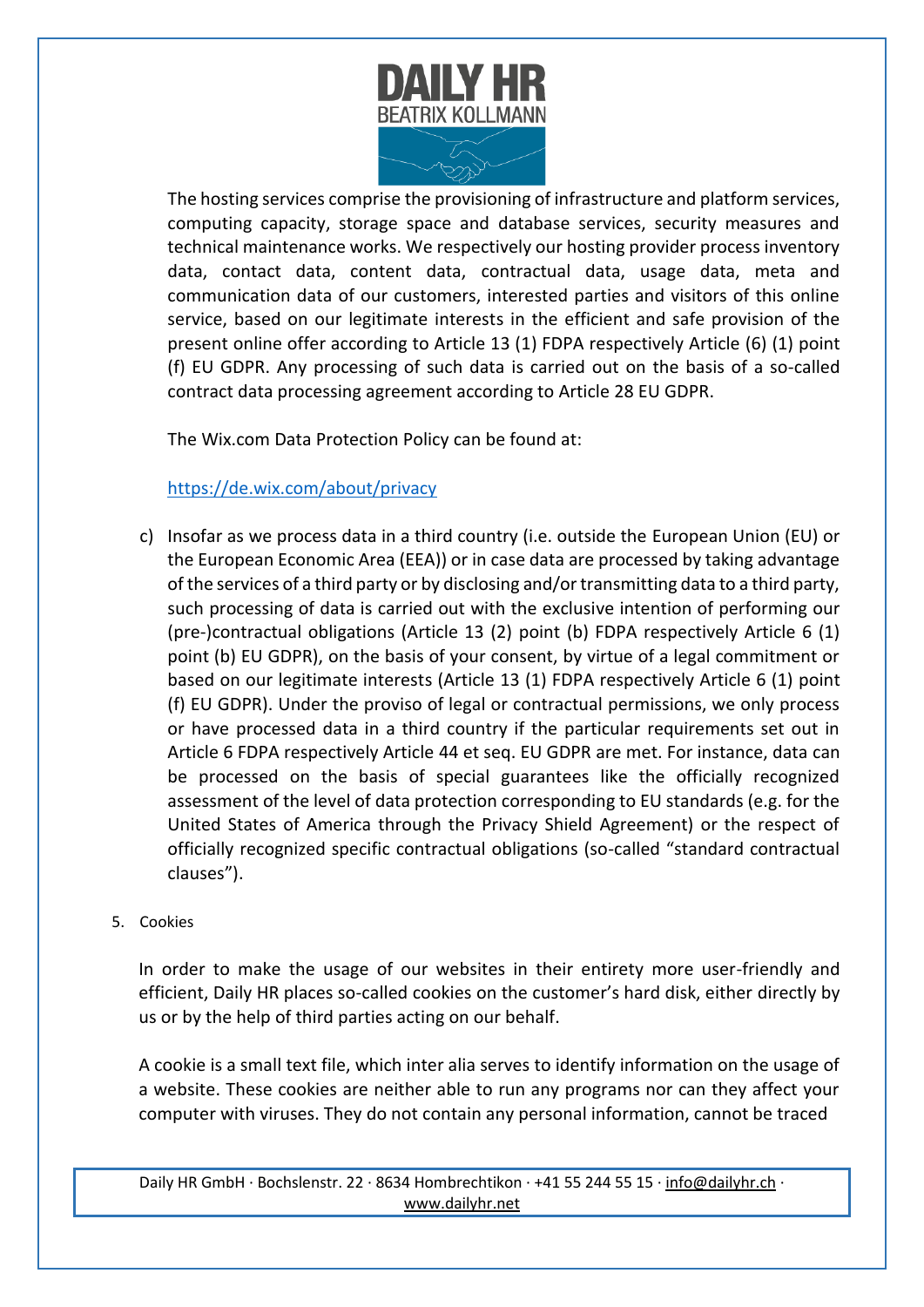The hosting services comprise the provisioning of infrastructure and platform services, computing capacity, storage space and database services, security measures and technical maintenance works. We respectively our hosting provider process inventory data, contact data, content data, contractual data, usage data, meta and communication data of our customers, interested parties and visitors of this online service, based on our legitimate interests in the efficient and safe provision of the present online offer according to Article 13 (1) FDPA respectively Article (6) (1) point (f) EU GDPR. Any processing of such data is carried out on the basis of a so-called contract data processing agreement according to Article 28 EU GDPR.

The Wix.com Data Protection Policy can be found at:

https://de.wix.com/about/privacy

c) Insofar as we process data in a third country (i.e. outside the European Union (EU) or the European Economic Area (EEA)) or in case data are processed by taking advantage of the services of a third party or by disclosing and/or transmitting data to a third party, such processing of data is carried out with the exclusive intention of performing our (pre-)contractual obligations (Article 13 (2) point (b) FDPA respectively Article 6 (1) point (b) EU GDPR), on the basis of your consent, by virtue of a legal commitment or based on our legitimate interests (Article 13 (1) FDPA respectively Article 6 (1) point (f) EU GDPR). Under the proviso of legal or contractual permissions, we only process or have processed data in a third country if the particular requirements set out in Article 6 FDPA respectively Article 44 et seq. EU GDPR are met. For instance, data can be processed on the basis of special guarantees like the officially recognized assessment of the level of data protection corresponding to EU standards (e.g. for the United States of America through the Privacy Shield Agreement) or the respect of officially recognized specific contractual obligations (so-called "standard contractual clauses").

5. Cookies

In order to make the usage of our websites in their entirety more user-friendly and efficient, Daily HR places so-called cookies on the customer's hard disk, either directly by us or by the help of third parties acting on our behalf.

A cookie is a small text file, which inter alia serves to identify information on the usage of a website. These cookies are neither able to run any programs nor can they affect your computer with viruses. They do not contain any personal information, cannot be traced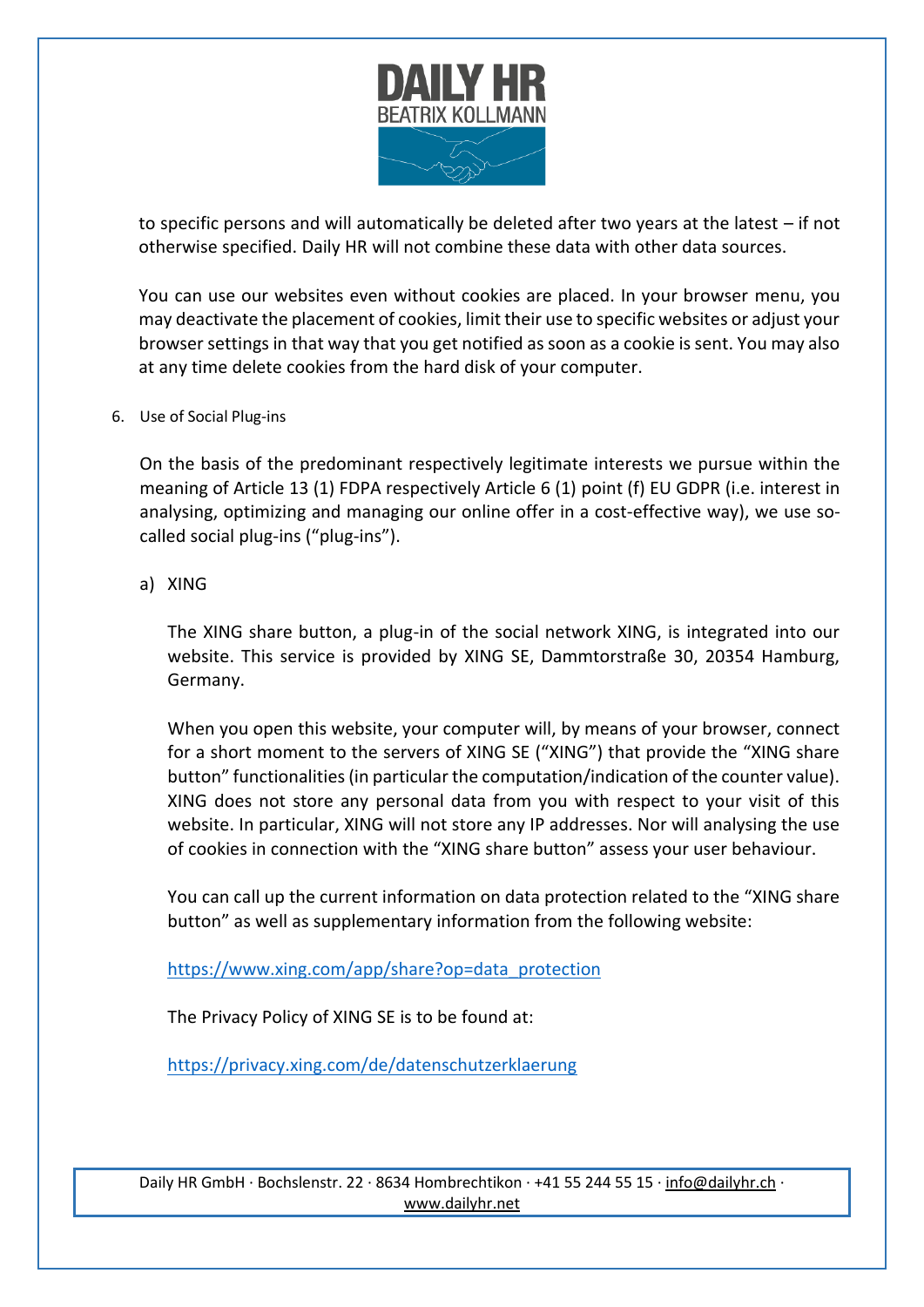to specific persons and will automatically be deleted after two years at the latest – if not otherwise specified. Daily HR will not combine these data with other data sources.

You can use our websites even without cookies are placed. In your browser menu, you may deactivate the placement of cookies, limit their use to specific websites or adjust your browser settings in that way that you get notified as soon as a cookie is sent. You may also at any time delete cookies from the hard disk of your computer.

6. Use of Social Plug-ins

On the basis of the predominant respectively legitimate interests we pursue within the meaning of Article 13 (1) FDPA respectively Article 6 (1) point (f) EU GDPR (i.e. interest in analysing, optimizing and managing our online offer in a cost-effective way), we use so-called social plug-ins ("plug-ins").

a) XING

The XING share button, a plug-in of the social network XING, is integrated into our website. This service is provided by XING SE, Dammtorstraße 30, 20354 Hamburg, Germany.

When you open this website, your computer will, by means of your browser, connect for a short moment to the servers of XING SE ("XING") that provide the "XING share button" functionalities (in particular the computation/indication of the counter value). XING does not store any personal data from you with respect to your visit of this website. In particular, XING will not store any IP addresses. Nor will analysing the use of cookies in connection with the "XING share button" assess your user behaviour.

You can call up the current information on data protection related to the "XING share button" as well as supplementary information from the following website:

https://www.xing.com/app/share?op=data_protection

The Privacy Policy of XING SE is to be found at:

https://privacy.xing.com/de/datenschutzerklaerung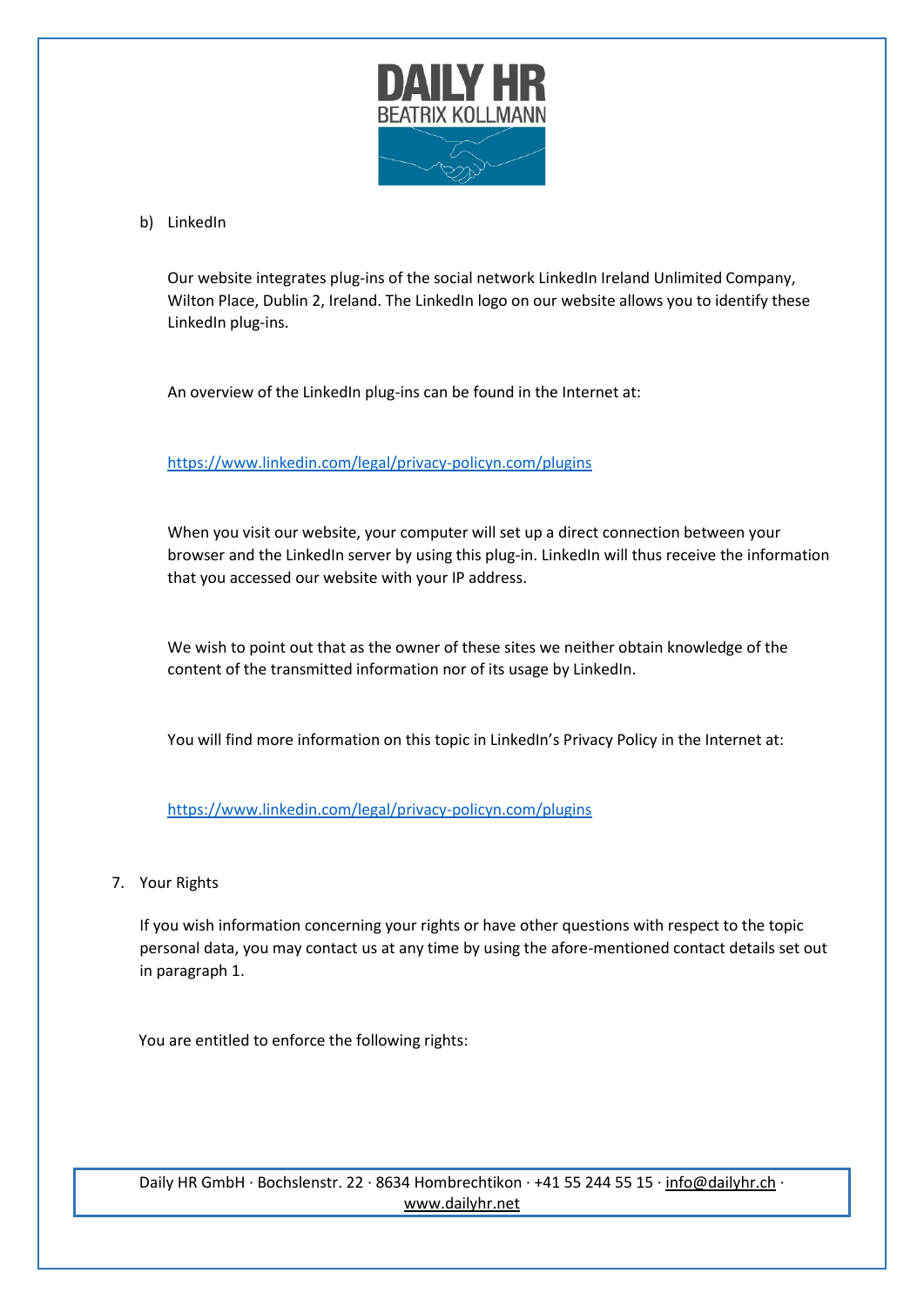b) LinkedIn

Our website integrates plug-ins of the social network LinkedIn Ireland Unlimited Company, Wilton Place, Dublin 2, Ireland. The LinkedIn logo on our website allows you to identify these LinkedIn plug-ins.

An overview of the LinkedIn plug-ins can be found in the Internet at:

https://www.linkedin.com/legal/privacy-policyn.com/plugins

When you visit our website, your computer will set up a direct connection between your browser and the LinkedIn server by using this plug-in. LinkedIn will thus receive the information that you accessed our website with your IP address.

We wish to point out that as the owner of these sites we neither obtain knowledge of the content of the transmitted information nor of its usage by LinkedIn.

You will find more information on this topic in LinkedIn's Privacy Policy in the Internet at:

https://www.linkedin.com/legal/privacy-policyn.com/plugins

7. Your Rights

If you wish information concerning your rights or have other questions with respect to the topic personal data, you may contact us at any time by using the afore-mentioned contact details set out in paragraph 1.

You are entitled to enforce the following rights: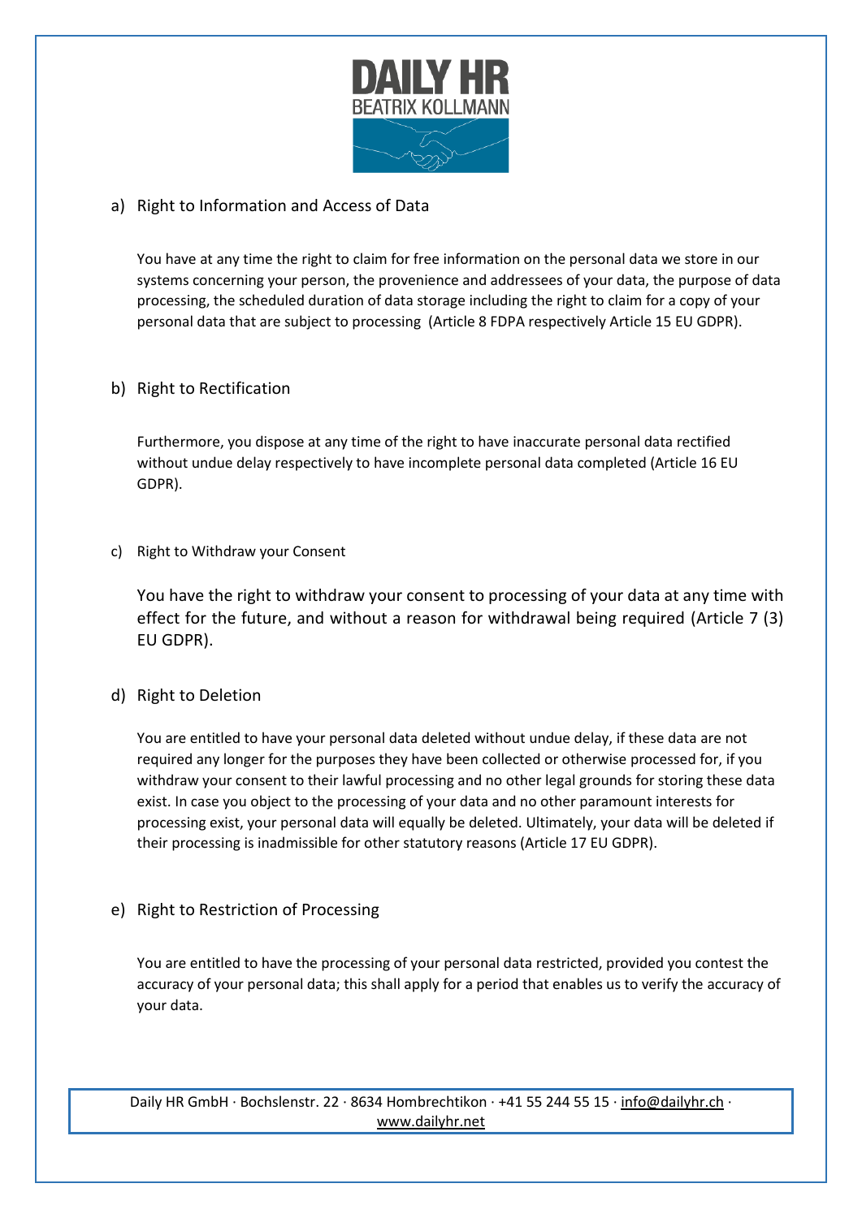a) Right to Information and Access of Data

You have at any time the right to claim for free information on the personal data we store in our systems concerning your person, the provenience and addressees of your data, the purpose of data processing, the scheduled duration of data storage including the right to claim for a copy of your personal data that are subject to processing (Article 8 FDPA respectively Article 15 EU GDPR).

b) Right to Rectification

Furthermore, you dispose at any time of the right to have inaccurate personal data rectified without undue delay respectively to have incomplete personal data completed (Article 16 EU GDPR).

c) Right to Withdraw your Consent

You have the right to withdraw your consent to processing of your data at any time with effect for the future, and without a reason for withdrawal being required (Article 7 (3) EU GDPR).

d) Right to Deletion

You are entitled to have your personal data deleted without undue delay, if these data are not required any longer for the purposes they have been collected or otherwise processed for, if you withdraw your consent to their lawful processing and no other legal grounds for storing these data exist. In case you object to the processing of your data and no other paramount interests for processing exist, your personal data will equally be deleted. Ultimately, your data will be deleted if their processing is inadmissible for other statutory reasons (Article 17 EU GDPR).

e) Right to Restriction of Processing

You are entitled to have the processing of your personal data restricted, provided you contest the accuracy of your personal data; this shall apply for a period that enables us to verify the accuracy of your data.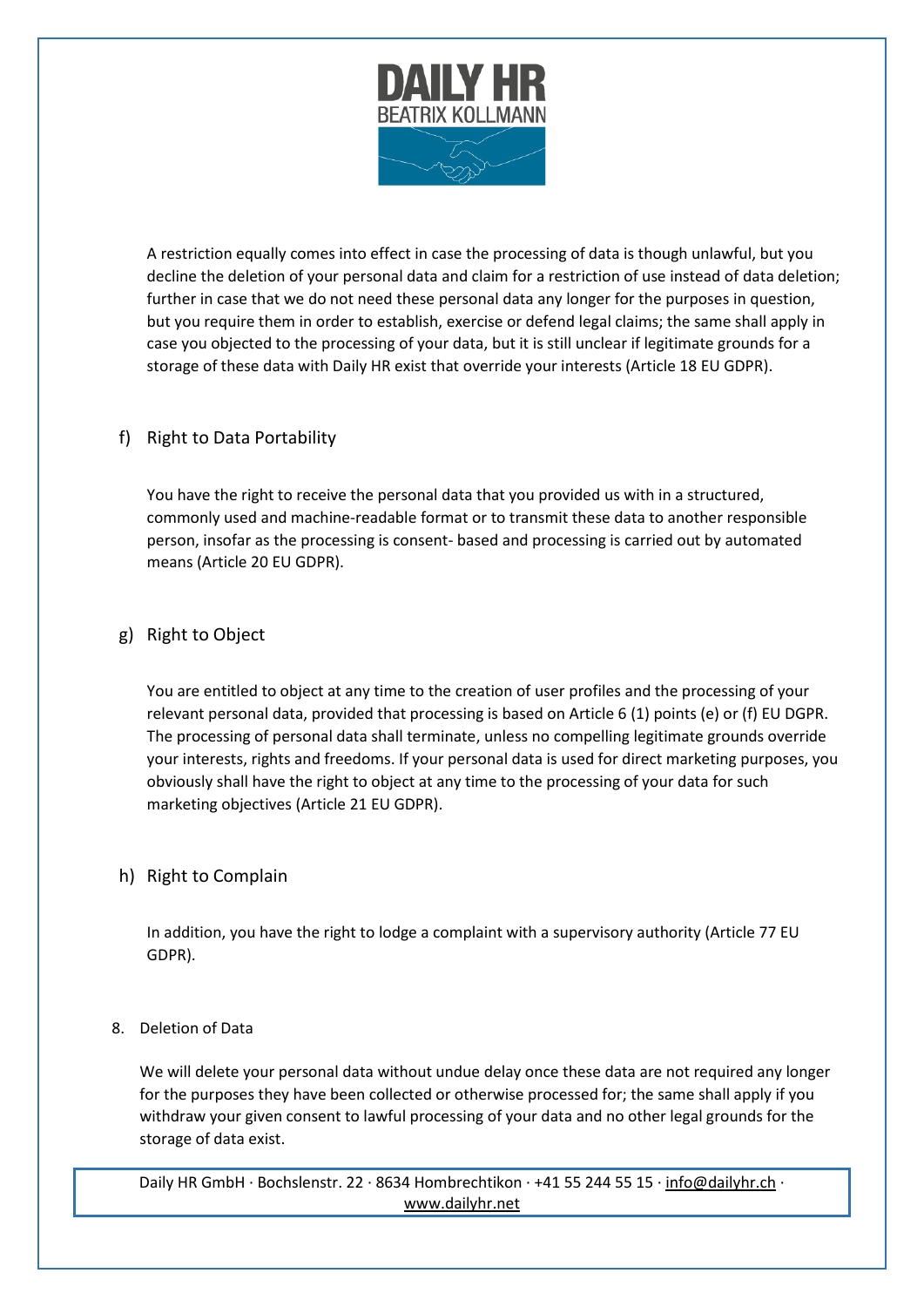A restriction equally comes into effect in case the processing of data is though unlawful, but you decline the deletion of your personal data and claim for a restriction of use instead of data deletion; further in case that we do not need these personal data any longer for the purposes in question, but you require them in order to establish, exercise or defend legal claims; the same shall apply in case you objected to the processing of your data, but it is still unclear if legitimate grounds for a storage of these data with Daily HR exist that override your interests (Article 18 EU GDPR).

### f) Right to Data Portability

You have the right to receive the personal data that you provided us with in a structured, commonly used and machine-readable format or to transmit these data to another responsible person, insofar as the processing is consent- based and processing is carried out by automated means (Article 20 EU GDPR).

### g) Right to Object

You are entitled to object at any time to the creation of user profiles and the processing of your relevant personal data, provided that processing is based on Article 6 (1) points (e) or (f) EU DGPR. The processing of personal data shall terminate, unless no compelling legitimate grounds override your interests, rights and freedoms. If your personal data is used for direct marketing purposes, you obviously shall have the right to object at any time to the processing of your data for such marketing objectives (Article 21 EU GDPR).

### h) Right to Complain

In addition, you have the right to lodge a complaint with a supervisory authority (Article 77 EU GDPR).

## 8. Deletion of Data

We will delete your personal data without undue delay once these data are not required any longer for the purposes they have been collected or otherwise processed for; the same shall apply if you withdraw your given consent to lawful processing of your data and no other legal grounds for the storage of data exist.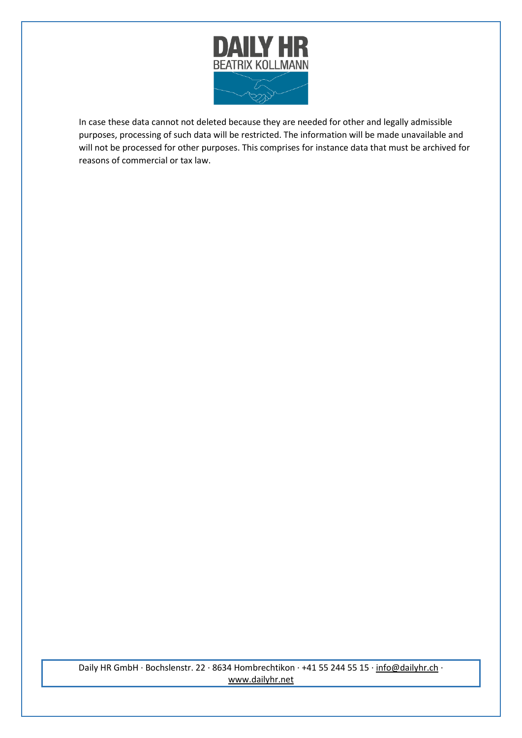In case these data cannot not deleted because they are needed for other and legally admissible purposes, processing of such data will be restricted. The information will be made unavailable and will not be processed for other purposes. This comprises for instance data that must be archived for reasons of commercial or tax law.